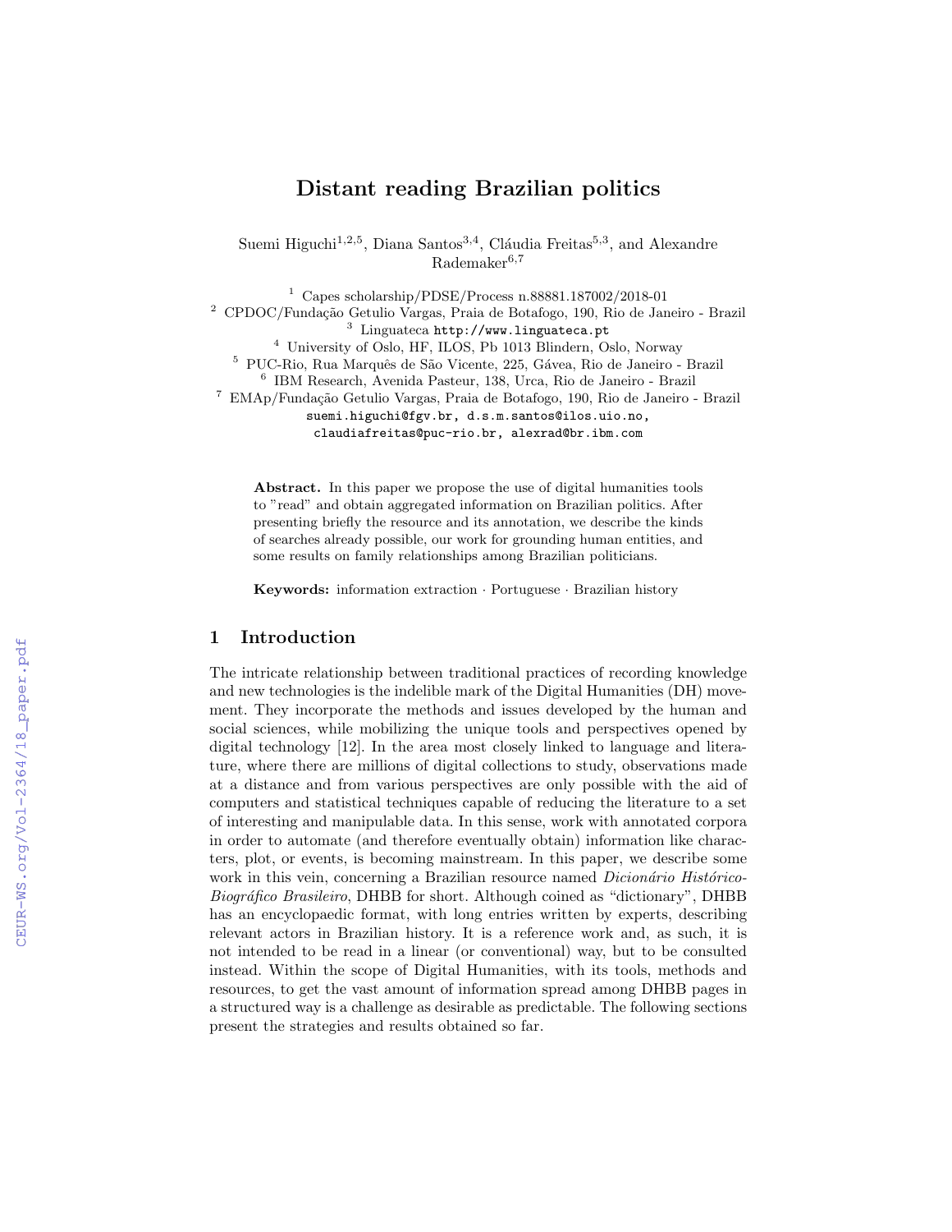# Distant reading Brazilian politics

Suemi Higuchi[1,2,5], Diana Santos[3,4], Cláudia Freitas[5,3], and Alexandre Rademaker[6,7]

[1] Capes scholarship/PDSE/Process n.88881.187002/2018-01
[2] CPDOC/Fundação Getulio Vargas, Praia de Botafogo, 190, Rio de Janeiro - Brazil
[3] Linguateca http://www.linguateca.pt
[4] University of Oslo, HF, ILOS, Pb 1013 Blindern, Oslo, Norway
[5] PUC-Rio, Rua Marquês de São Vicente, 225, Gávea, Rio de Janeiro - Brazil
[6] IBM Research, Avenida Pasteur, 138, Urca, Rio de Janeiro - Brazil
[7] EMAp/Fundação Getulio Vargas, Praia de Botafogo, 190, Rio de Janeiro - Brazil
suemi.higuchi@fgv.br, d.s.m.santos@ilos.uio.no, claudiafreitas@puc-rio.br, alexrad@br.ibm.com

**Abstract.** In this paper we propose the use of digital humanities tools to "read" and obtain aggregated information on Brazilian politics. After presenting briefly the resource and its annotation, we describe the kinds of searches already possible, our work for grounding human entities, and some results on family relationships among Brazilian politicians.

**Keywords:** information extraction · Portuguese · Brazilian history

## 1 Introduction

The intricate relationship between traditional practices of recording knowledge and new technologies is the indelible mark of the Digital Humanities (DH) movement. They incorporate the methods and issues developed by the human and social sciences, while mobilizing the unique tools and perspectives opened by digital technology [12]. In the area most closely linked to language and literature, where there are millions of digital collections to study, observations made at a distance and from various perspectives are only possible with the aid of computers and statistical techniques capable of reducing the literature to a set of interesting and manipulable data. In this sense, work with annotated corpora in order to automate (and therefore eventually obtain) information like characters, plot, or events, is becoming mainstream. In this paper, we describe some work in this vein, concerning a Brazilian resource named *Dicionário Histórico-Biográfico Brasileiro*, DHBB for short. Although coined as "dictionary", DHBB has an encyclopaedic format, with long entries written by experts, describing relevant actors in Brazilian history. It is a reference work and, as such, it is not intended to be read in a linear (or conventional) way, but to be consulted instead. Within the scope of Digital Humanities, with its tools, methods and resources, to get the vast amount of information spread among DHBB pages in a structured way is a challenge as desirable as predictable. The following sections present the strategies and results obtained so far.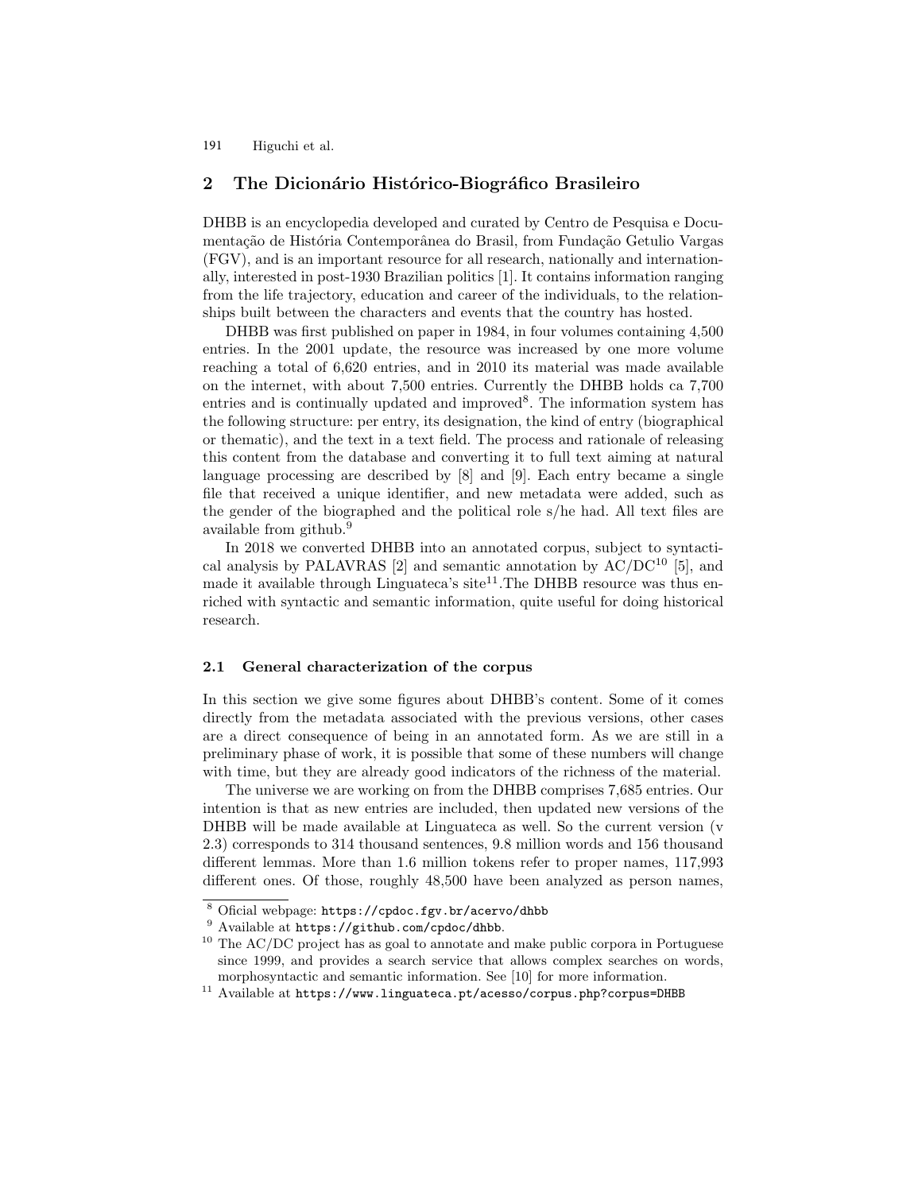## 2 The Dicionário Histórico-Biográfico Brasileiro

DHBB is an encyclopedia developed and curated by Centro de Pesquisa e Documentação de História Contemporânea do Brasil, from Fundação Getulio Vargas (FGV), and is an important resource for all research, nationally and internationally, interested in post-1930 Brazilian politics [1]. It contains information ranging from the life trajectory, education and career of the individuals, to the relationships built between the characters and events that the country has hosted.

DHBB was first published on paper in 1984, in four volumes containing 4,500 entries. In the 2001 update, the resource was increased by one more volume reaching a total of 6,620 entries, and in 2010 its material was made available on the internet, with about 7,500 entries. Currently the DHBB holds ca 7,700 entries and is continually updated and improved[8]. The information system has the following structure: per entry, its designation, the kind of entry (biographical or thematic), and the text in a text field. The process and rationale of releasing this content from the database and converting it to full text aiming at natural language processing are described by [8] and [9]. Each entry became a single file that received a unique identifier, and new metadata were added, such as the gender of the biographed and the political role s/he had. All text files are available from github.[9]

In 2018 we converted DHBB into an annotated corpus, subject to syntactical analysis by PALAVRAS [2] and semantic annotation by AC/DC[10] [5], and made it available through Linguateca's site[11].The DHBB resource was thus enriched with syntactic and semantic information, quite useful for doing historical research.

### 2.1 General characterization of the corpus

In this section we give some figures about DHBB's content. Some of it comes directly from the metadata associated with the previous versions, other cases are a direct consequence of being in an annotated form. As we are still in a preliminary phase of work, it is possible that some of these numbers will change with time, but they are already good indicators of the richness of the material.

The universe we are working on from the DHBB comprises 7,685 entries. Our intention is that as new entries are included, then updated new versions of the DHBB will be made available at Linguateca as well. So the current version (v 2.3) corresponds to 314 thousand sentences, 9.8 million words and 156 thousand different lemmas. More than 1.6 million tokens refer to proper names, 117,993 different ones. Of those, roughly 48,500 have been analyzed as person names,

---

[8] Oficial webpage: `https://cpdoc.fgv.br/acervo/dhbb`

[9] Available at `https://github.com/cpdoc/dhbb`.

[10] The AC/DC project has as goal to annotate and make public corpora in Portuguese since 1999, and provides a search service that allows complex searches on words, morphosyntactic and semantic information. See [10] for more information.

[11] Available at `https://www.linguateca.pt/acesso/corpus.php?corpus=DHBB`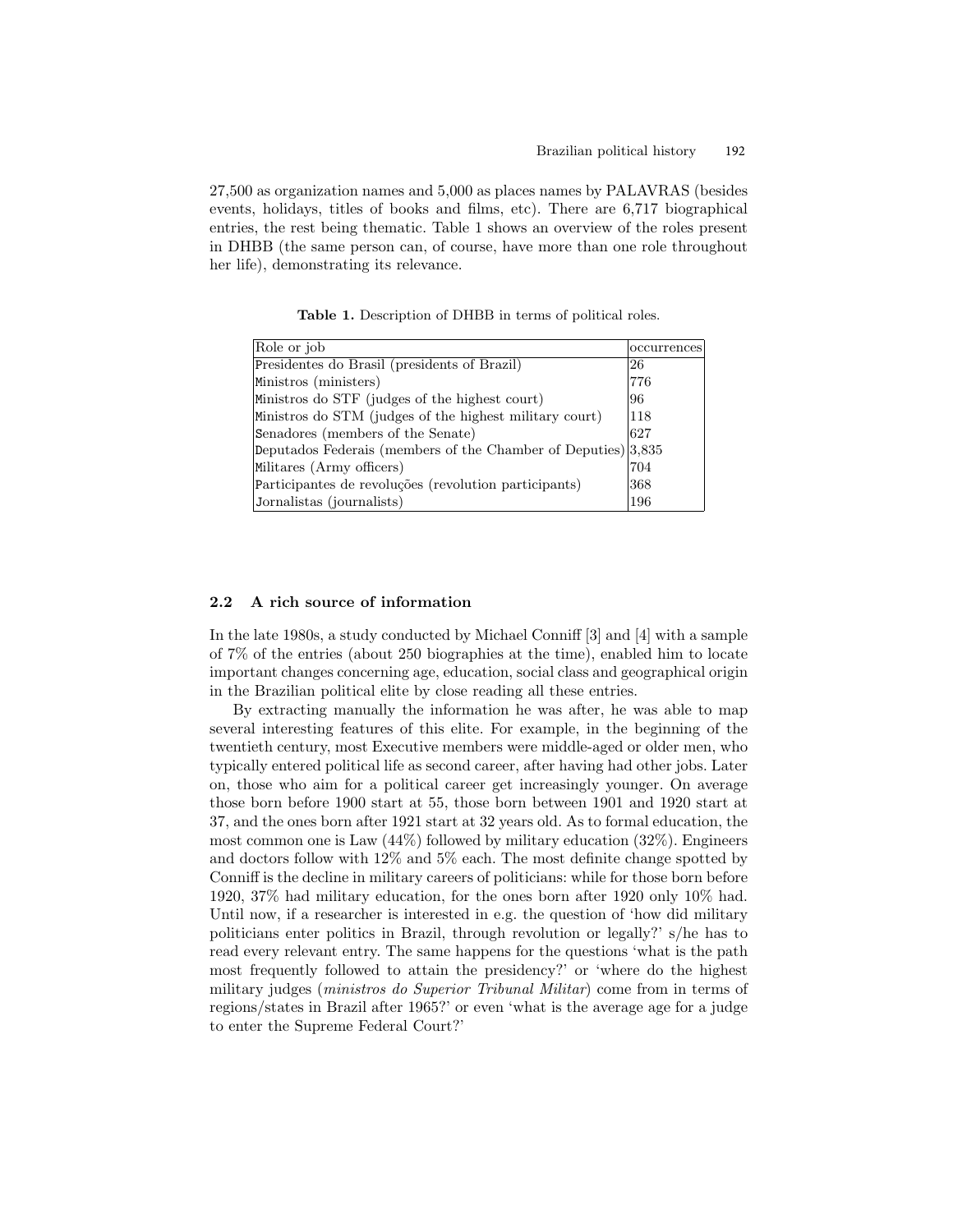27,500 as organization names and 5,000 as places names by PALAVRAS (besides events, holidays, titles of books and films, etc). There are 6,717 biographical entries, the rest being thematic. Table 1 shows an overview of the roles present in DHBB (the same person can, of course, have more than one role throughout her life), demonstrating its relevance.

**Table 1.** Description of DHBB in terms of political roles.

| Role or job | occurrences |
|---|---|
| Presidentes do Brasil (presidents of Brazil) | 26 |
| Ministros (ministers) | 776 |
| Ministros do STF (judges of the highest court) | 96 |
| Ministros do STM (judges of the highest military court) | 118 |
| Senadores (members of the Senate) | 627 |
| Deputados Federais (members of the Chamber of Deputies) | 3,835 |
| Militares (Army officers) | 704 |
| Participantes de revoluções (revolution participants) | 368 |
| Jornalistas (journalists) | 196 |

### 2.2 A rich source of information

In the late 1980s, a study conducted by Michael Conniff [3] and [4] with a sample of 7% of the entries (about 250 biographies at the time), enabled him to locate important changes concerning age, education, social class and geographical origin in the Brazilian political elite by close reading all these entries.

By extracting manually the information he was after, he was able to map several interesting features of this elite. For example, in the beginning of the twentieth century, most Executive members were middle-aged or older men, who typically entered political life as second career, after having had other jobs. Later on, those who aim for a political career get increasingly younger. On average those born before 1900 start at 55, those born between 1901 and 1920 start at 37, and the ones born after 1921 start at 32 years old. As to formal education, the most common one is Law (44%) followed by military education (32%). Engineers and doctors follow with 12% and 5% each. The most definite change spotted by Conniff is the decline in military careers of politicians: while for those born before 1920, 37% had military education, for the ones born after 1920 only 10% had. Until now, if a researcher is interested in e.g. the question of 'how did military politicians enter politics in Brazil, through revolution or legally?' s/he has to read every relevant entry. The same happens for the questions 'what is the path most frequently followed to attain the presidency?' or 'where do the highest military judges (*ministros do Superior Tribunal Militar*) come from in terms of regions/states in Brazil after 1965?' or even 'what is the average age for a judge to enter the Supreme Federal Court?'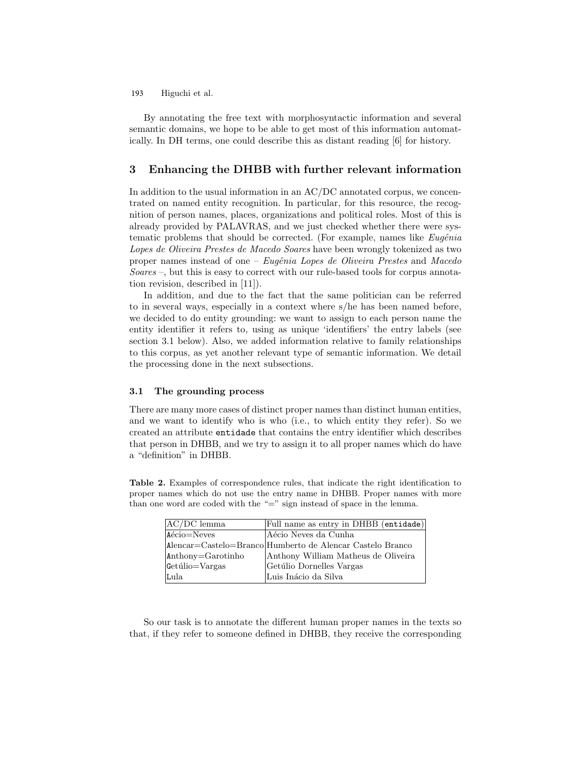By annotating the free text with morphosyntactic information and several semantic domains, we hope to be able to get most of this information automatically. In DH terms, one could describe this as distant reading [6] for history.

## 3 Enhancing the DHBB with further relevant information

In addition to the usual information in an AC/DC annotated corpus, we concentrated on named entity recognition. In particular, for this resource, the recognition of person names, places, organizations and political roles. Most of this is already provided by PALAVRAS, and we just checked whether there were systematic problems that should be corrected. (For example, names like *Eugênia Lopes de Oliveira Prestes de Macedo Soares* have been wrongly tokenized as two proper names instead of one – *Eugênia Lopes de Oliveira Prestes* and *Macedo Soares* –, but this is easy to correct with our rule-based tools for corpus annotation revision, described in [11]).

In addition, and due to the fact that the same politician can be referred to in several ways, especially in a context where s/he has been named before, we decided to do entity grounding: we want to assign to each person name the entity identifier it refers to, using as unique 'identifiers' the entry labels (see section 3.1 below). Also, we added information relative to family relationships to this corpus, as yet another relevant type of semantic information. We detail the processing done in the next subsections.

### 3.1 The grounding process

There are many more cases of distinct proper names than distinct human entities, and we want to identify who is who (i.e., to which entity they refer). So we created an attribute `entidade` that contains the entry identifier which describes that person in DHBB, and we try to assign it to all proper names which do have a "definition" in DHBB.

**Table 2.** Examples of correspondence rules, that indicate the right identification to proper names which do not use the entry name in DHBB. Proper names with more than one word are coded with the "=" sign instead of space in the lemma.

| AC/DC lemma | Full name as entry in DHBB (`entidade`) |
|---|---|
| Aécio=Neves | Aécio Neves da Cunha |
| Alencar=Castelo=Branco | Humberto de Alencar Castelo Branco |
| Anthony=Garotinho | Anthony William Matheus de Oliveira |
| Getúlio=Vargas | Getúlio Dornelles Vargas |
| Lula | Luis Inácio da Silva |

So our task is to annotate the different human proper names in the texts so that, if they refer to someone defined in DHBB, they receive the corresponding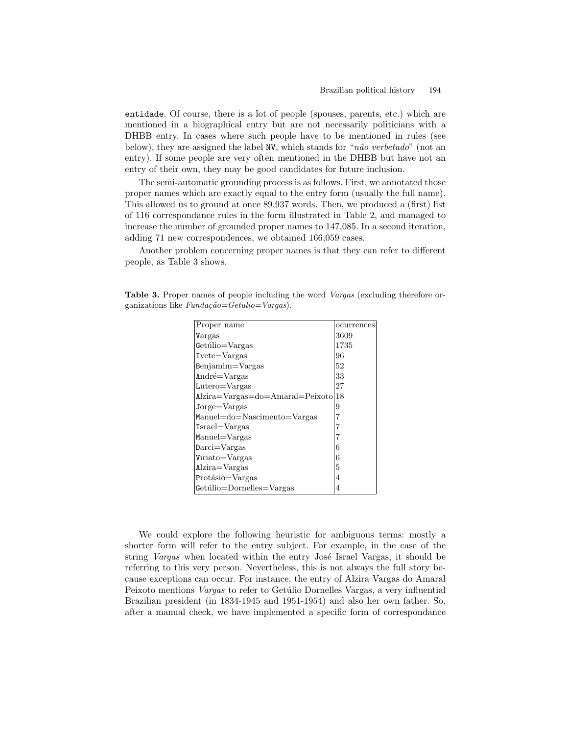`entidade`. Of course, there is a lot of people (spouses, parents, etc.) which are mentioned in a biographical entry but are not necessarily politicians with a DHBB entry. In cases where such people have to be mentioned in rules (see below), they are assigned the label `NV`, which stands for "*não verbetado*" (not an entry). If some people are very often mentioned in the DHBB but have not an entry of their own, they may be good candidates for future inclusion.

The semi-automatic grounding process is as follows. First, we annotated those proper names which are exactly equal to the entry form (usually the full name). This allowed us to ground at once 89,937 words. Then, we produced a (first) list of 116 correspondance rules in the form illustrated in Table 2, and managed to increase the number of grounded proper names to 147,085. In a second iteration, adding 71 new correspondences, we obtained 166,059 cases.

Another problem concerning proper names is that they can refer to different people, as Table 3 shows.

**Table 3.** Proper names of people including the word *Vargas* (excluding therefore organizations like *Fundação=Getulio=Vargas*).

| Proper name | ocurrences |
|---|---|
| Vargas | 3609 |
| Getúlio=Vargas | 1735 |
| Ivete=Vargas | 96 |
| Benjamim=Vargas | 52 |
| André=Vargas | 33 |
| Lutero=Vargas | 27 |
| Alzira=Vargas=do=Amaral=Peixoto | 18 |
| Jorge=Vargas | 9 |
| Manuel=do=Nascimento=Vargas | 7 |
| Israel=Vargas | 7 |
| Manuel=Vargas | 7 |
| Darci=Vargas | 6 |
| Viriato=Vargas | 6 |
| Alzira=Vargas | 5 |
| Protásio=Vargas | 4 |
| Getúlio=Dornelles=Vargas | 4 |

We could explore the following heuristic for ambiguous terms: mostly a shorter form will refer to the entry subject. For example, in the case of the string *Vargas* when located within the entry José Israel Vargas, it should be referring to this very person. Nevertheless, this is not always the full story because exceptions can occur. For instance, the entry of Alzira Vargas do Amaral Peixoto mentions *Vargas* to refer to Getúlio Dornelles Vargas, a very influential Brazilian president (in 1834-1945 and 1951-1954) and also her own father. So, after a manual check, we have implemented a specific form of correspondance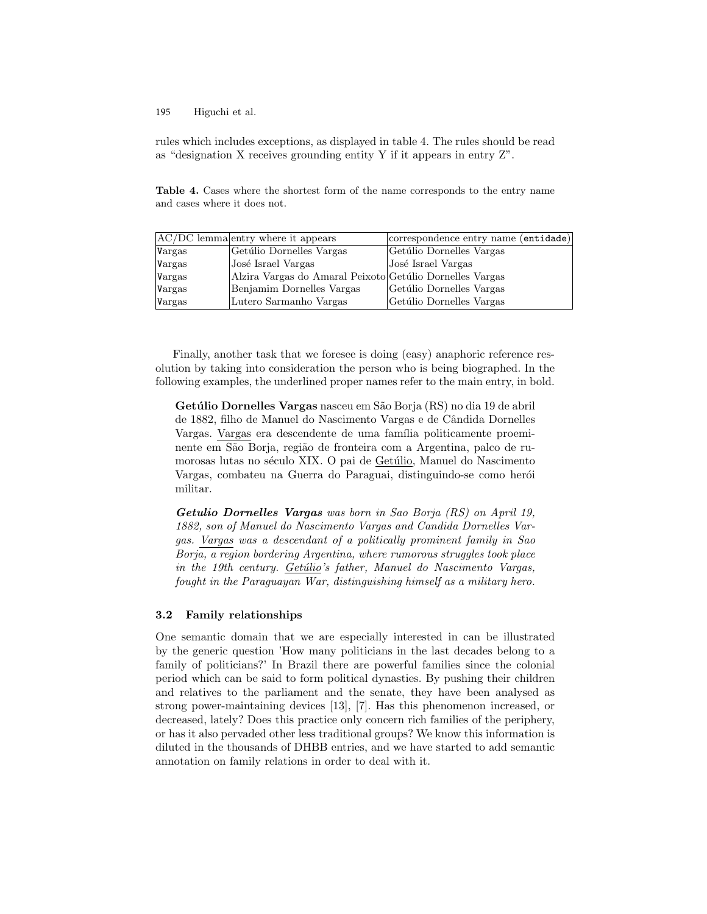rules which includes exceptions, as displayed in table 4. The rules should be read as "designation X receives grounding entity Y if it appears in entry Z".

**Table 4.** Cases where the shortest form of the name corresponds to the entry name and cases where it does not.

| AC/DC lemma | entry where it appears | correspondence entry name (`entidade`) |
|---|---|---|
| `Vargas` | Getúlio Dornelles Vargas | Getúlio Dornelles Vargas |
| `Vargas` | José Israel Vargas | José Israel Vargas |
| `Vargas` | Alzira Vargas do Amaral Peixoto | Getúlio Dornelles Vargas |
| `Vargas` | Benjamim Dornelles Vargas | Getúlio Dornelles Vargas |
| `Vargas` | Lutero Sarmanho Vargas | Getúlio Dornelles Vargas |

Finally, another task that we foresee is doing (easy) anaphoric reference resolution by taking into consideration the person who is being biographed. In the following examples, the underlined proper names refer to the main entry, in bold.

> **Getúlio Dornelles Vargas** nasceu em São Borja (RS) no dia 19 de abril de 1882, filho de Manuel do Nascimento Vargas e de Cândida Dornelles Vargas. <u>Vargas</u> era descendente de uma família politicamente proeminente em São Borja, região de fronteira com a Argentina, palco de rumorosas lutas no século XIX. O pai de <u>Getúlio</u>, Manuel do Nascimento Vargas, combateu na Guerra do Paraguai, distinguindo-se como herói militar.

> ***Getulio Dornelles Vargas*** *was born in Sao Borja (RS) on April 19, 1882, son of Manuel do Nascimento Vargas and Candida Dornelles Vargas.* <u>*Vargas*</u> *was a descendant of a politically prominent family in Sao Borja, a region bordering Argentina, where rumorous struggles took place in the 19th century.* <u>*Getúlio*</u>*'s father, Manuel do Nascimento Vargas, fought in the Paraguayan War, distinguishing himself as a military hero.*

### 3.2 Family relationships

One semantic domain that we are especially interested in can be illustrated by the generic question 'How many politicians in the last decades belong to a family of politicians?' In Brazil there are powerful families since the colonial period which can be said to form political dynasties. By pushing their children and relatives to the parliament and the senate, they have been analysed as strong power-maintaining devices [13], [7]. Has this phenomenon increased, or decreased, lately? Does this practice only concern rich families of the periphery, or has it also pervaded other less traditional groups? We know this information is diluted in the thousands of DHBB entries, and we have started to add semantic annotation on family relations in order to deal with it.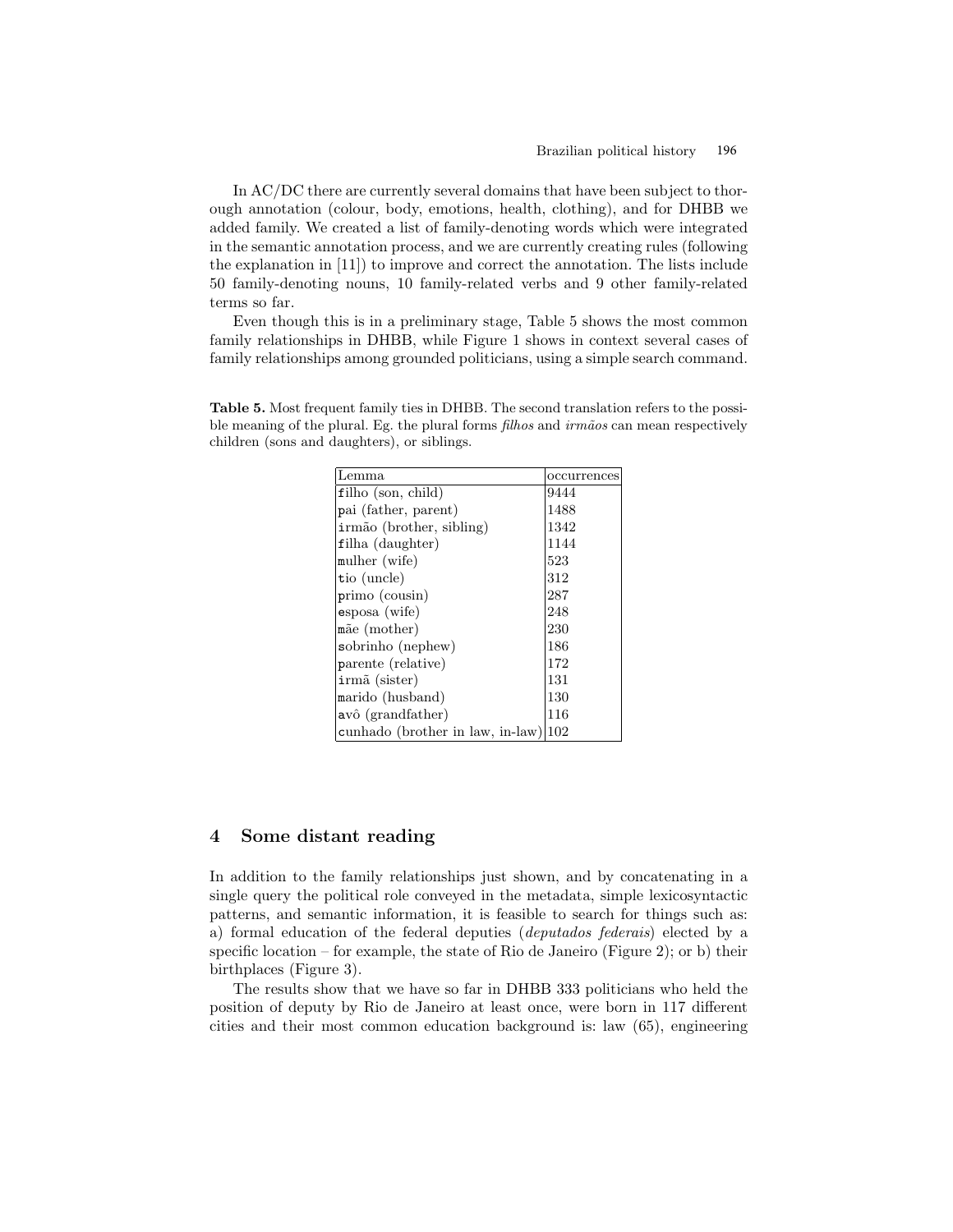In AC/DC there are currently several domains that have been subject to thorough annotation (colour, body, emotions, health, clothing), and for DHBB we added family. We created a list of family-denoting words which were integrated in the semantic annotation process, and we are currently creating rules (following the explanation in [11]) to improve and correct the annotation. The lists include 50 family-denoting nouns, 10 family-related verbs and 9 other family-related terms so far.

Even though this is in a preliminary stage, Table 5 shows the most common family relationships in DHBB, while Figure 1 shows in context several cases of family relationships among grounded politicians, using a simple search command.

**Table 5.** Most frequent family ties in DHBB. The second translation refers to the possible meaning of the plural. Eg. the plural forms *filhos* and *irmãos* can mean respectively children (sons and daughters), or siblings.

| Lemma | occurrences |
|---|---|
| filho (son, child) | 9444 |
| pai (father, parent) | 1488 |
| irmão (brother, sibling) | 1342 |
| filha (daughter) | 1144 |
| mulher (wife) | 523 |
| tio (uncle) | 312 |
| primo (cousin) | 287 |
| esposa (wife) | 248 |
| mãe (mother) | 230 |
| sobrinho (nephew) | 186 |
| parente (relative) | 172 |
| irmã (sister) | 131 |
| marido (husband) | 130 |
| avô (grandfather) | 116 |
| cunhado (brother in law, in-law) | 102 |

## 4 Some distant reading

In addition to the family relationships just shown, and by concatenating in a single query the political role conveyed in the metadata, simple lexicosyntactic patterns, and semantic information, it is feasible to search for things such as: a) formal education of the federal deputies (*deputados federais*) elected by a specific location – for example, the state of Rio de Janeiro (Figure 2); or b) their birthplaces (Figure 3).

The results show that we have so far in DHBB 333 politicians who held the position of deputy by Rio de Janeiro at least once, were born in 117 different cities and their most common education background is: law (65), engineering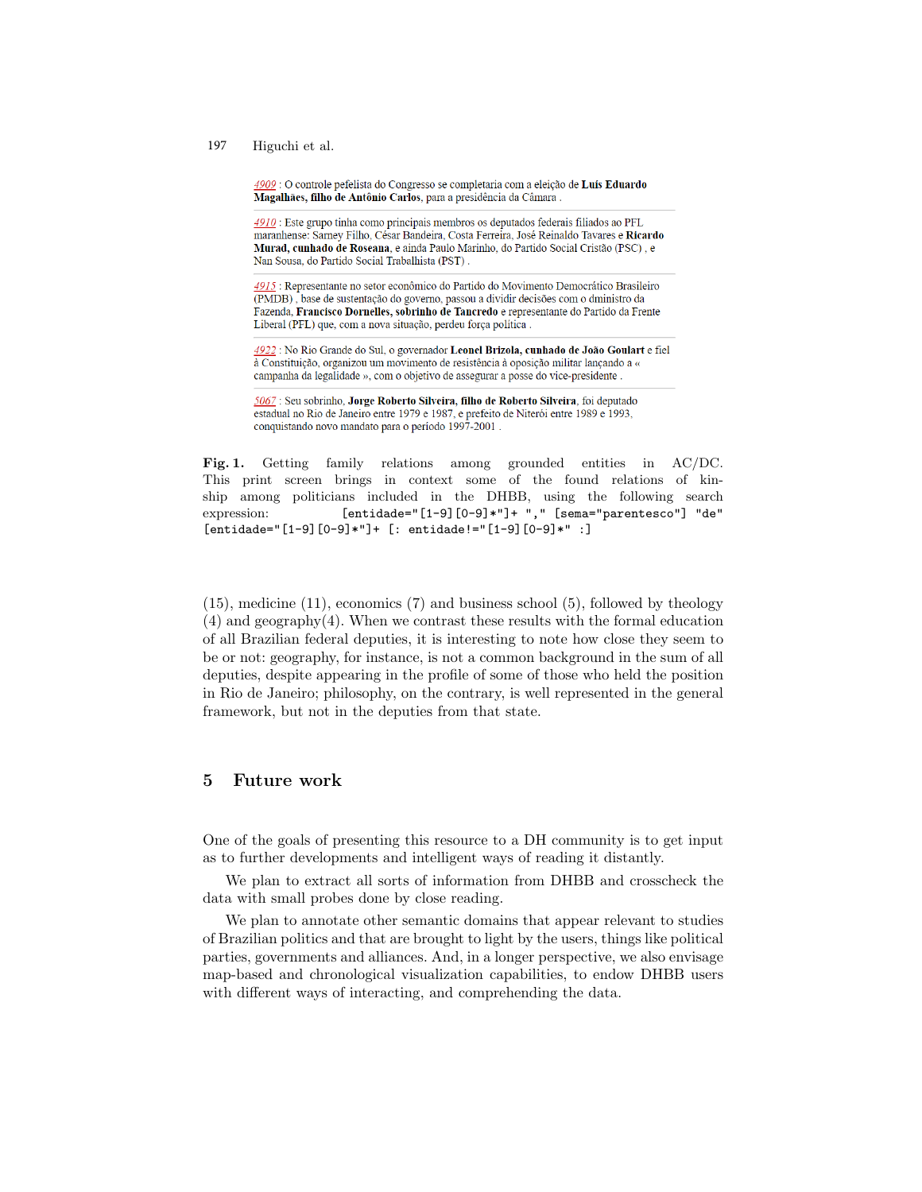4909 : O controle pefelista do Congresso se completaria com a eleição de **Luís Eduardo Magalhães, filho de Antônio Carlos**, para a presidência da Câmara .

4910 : Este grupo tinha como principais membros os deputados federais filiados ao PFL maranhense: Sarney Filho, César Bandeira, Costa Ferreira, José Reinaldo Tavares e **Ricardo Murad, cunhado de Roseana**, e ainda Paulo Marinho, do Partido Social Cristão (PSC) , e Nan Sousa, do Partido Social Trabalhista (PST) .

4915 : Representante no setor econômico do Partido do Movimento Democrático Brasileiro (PMDB) , base de sustentação do governo, passou a dividir decisões com o dministro da Fazenda, **Francisco Dornelles, sobrinho de Tancredo** e representante do Partido da Frente Liberal (PFL) que, com a nova situação, perdeu força política .

4922 : No Rio Grande do Sul, o governador **Leonel Brizola, cunhado de João Goulart** e fiel à Constituição, organizou um movimento de resistência à oposição militar lançando a « campanha da legalidade », com o objetivo de assegurar a posse do vice-presidente .

5067 : Seu sobrinho, **Jorge Roberto Silveira, filho de Roberto Silveira**, foi deputado estadual no Rio de Janeiro entre 1979 e 1987, e prefeito de Niterói entre 1989 e 1993, conquistando novo mandato para o período 1997-2001 .

**Fig. 1.** Getting family relations among grounded entities in AC/DC. This print screen brings in context some of the found relations of kinship among politicians included in the DHBB, using the following search expression: `[entidade="[1-9][0-9]*"]+ "," [sema="parentesco"] "de" [entidade="[1-9][0-9]*"]+ [: entidade!="[1-9][0-9]*" :]`

(15), medicine (11), economics (7) and business school (5), followed by theology (4) and geography(4). When we contrast these results with the formal education of all Brazilian federal deputies, it is interesting to note how close they seem to be or not: geography, for instance, is not a common background in the sum of all deputies, despite appearing in the profile of some of those who held the position in Rio de Janeiro; philosophy, on the contrary, is well represented in the general framework, but not in the deputies from that state.

## 5 Future work

One of the goals of presenting this resource to a DH community is to get input as to further developments and intelligent ways of reading it distantly.

We plan to extract all sorts of information from DHBB and crosscheck the data with small probes done by close reading.

We plan to annotate other semantic domains that appear relevant to studies of Brazilian politics and that are brought to light by the users, things like political parties, governments and alliances. And, in a longer perspective, we also envisage map-based and chronological visualization capabilities, to endow DHBB users with different ways of interacting, and comprehending the data.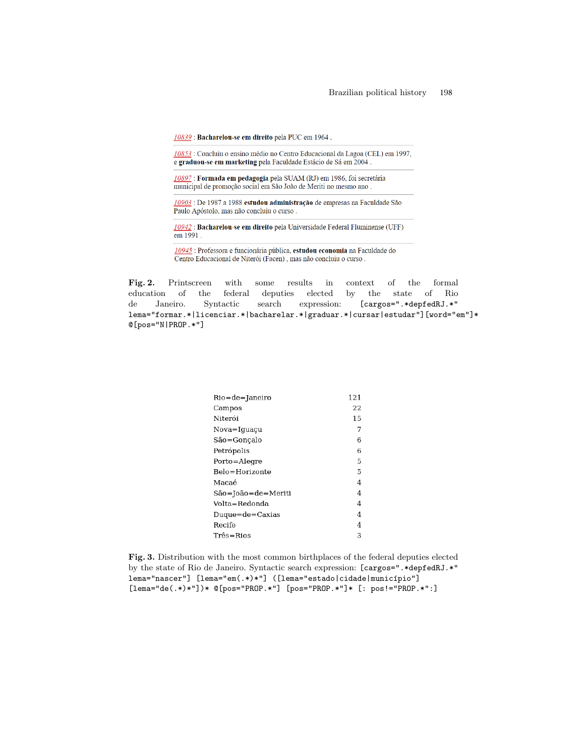10839 : **Bacharelou-se em direito** pela PUC em 1964 .

10853 : Concluiu o ensino médio no Centro Educacional da Lagoa (CEL) em 1997, e **graduou-se em marketing** pela Faculdade Estácio de Sá em 2004 .

10897 : **Formada em pedagogia** pela SUAM (RJ) em 1986, foi secretária municipal de promoção social em São João de Meriti no mesmo ano .

10903 : De 1987 a 1988 **estudou administração** de empresas na Faculdade São Paulo Apóstolo, mas não concluiu o curso .

10942 : **Bacharelou-se em direito** pela Universidade Federal Fluminense (UFF) em 1991 .

10945 : Professora e funcionária pública, **estudou economia** na Faculdade do Centro Educacional de Niterói (Facen) , mas não concluiu o curso .

**Fig. 2.** Printscreen with some results in context of the formal education of the federal deputies elected by the state of Rio de Janeiro. Syntactic search expression: `[cargos=".*depfedRJ.*" lema="formar.*|licenciar.*|bacharelar.*|graduar.*|cursar|estudar"][word="em"]* @[pos="N|PROP.*"]`

| | |
|---|---|
| Rio=de=Janeiro | 121 |
| Campos | 22 |
| Niterói | 15 |
| Nova=Iguaçu | 7 |
| São=Gonçalo | 6 |
| Petrópolis | 6 |
| Porto=Alegre | 5 |
| Belo=Horizonte | 5 |
| Macaé | 4 |
| São=João=de=Meriti | 4 |
| Volta=Redonda | 4 |
| Duque=de=Caxias | 4 |
| Recife | 4 |
| Três=Rios | 3 |

**Fig. 3.** Distribution with the most common birthplaces of the federal deputies elected by the state of Rio de Janeiro. Syntactic search expression: `[cargos=".*depfedRJ.*" lema="nascer"] [lema="em(.*)*"] ([lema="estado|cidade|município"] [lema="de(.*)*"])* @[pos="PROP.*"] [pos="PROP.*"]* [: pos!="PROP.*":]`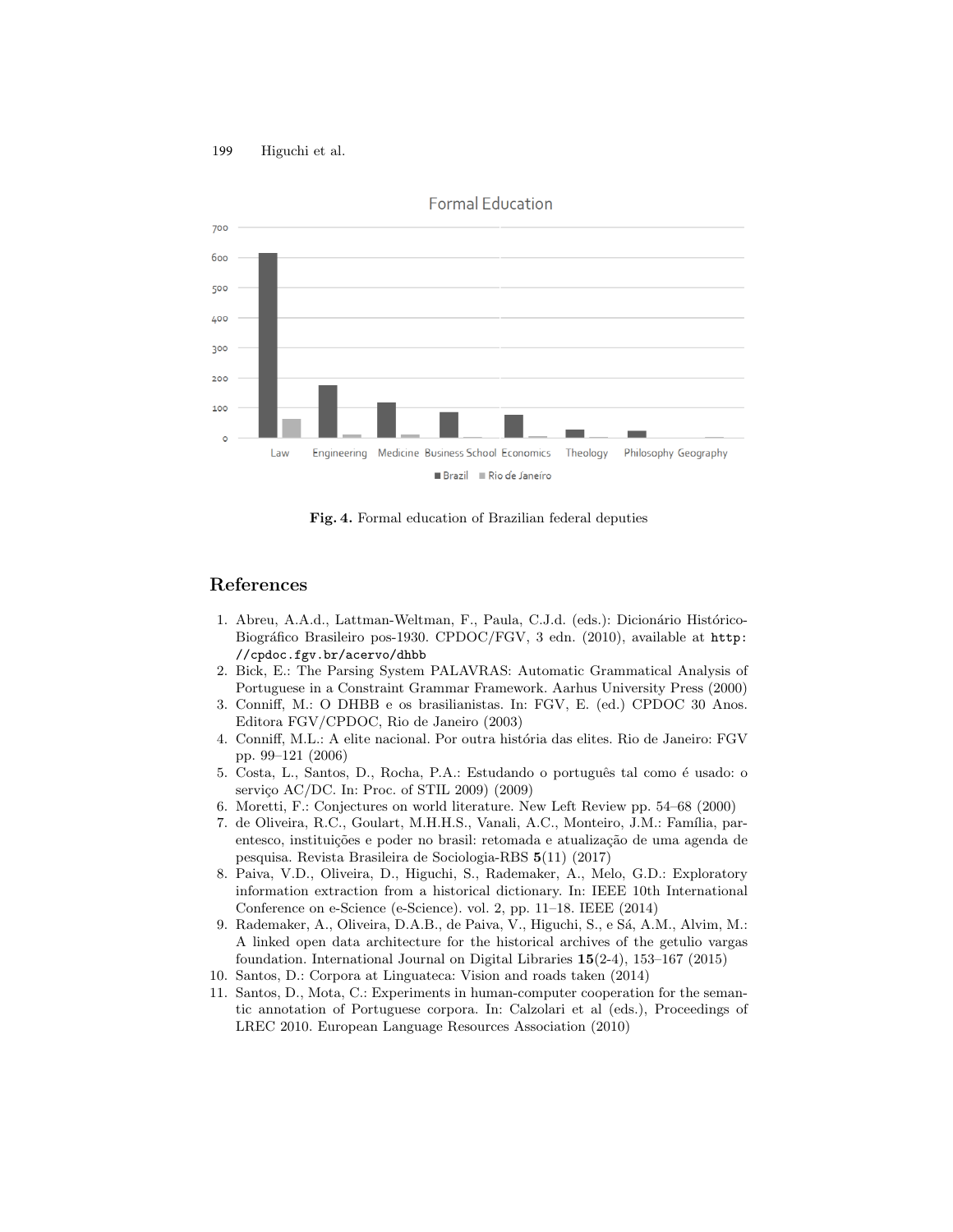Fig. 4. Formal education of Brazilian federal deputies

## References

1. Abreu, A.A.d., Lattman-Weltman, F., Paula, C.J.d. (eds.): Dicionário Histórico-Biográfico Brasileiro pos-1930. CPDOC/FGV, 3 edn. (2010), available at `http://cpdoc.fgv.br/acervo/dhbb`
2. Bick, E.: The Parsing System PALAVRAS: Automatic Grammatical Analysis of Portuguese in a Constraint Grammar Framework. Aarhus University Press (2000)
3. Conniff, M.: O DHBB e os brasilianistas. In: FGV, E. (ed.) CPDOC 30 Anos. Editora FGV/CPDOC, Rio de Janeiro (2003)
4. Conniff, M.L.: A elite nacional. Por outra história das elites. Rio de Janeiro: FGV pp. 99–121 (2006)
5. Costa, L., Santos, D., Rocha, P.A.: Estudando o português tal como é usado: o serviço AC/DC. In: Proc. of STIL 2009) (2009)
6. Moretti, F.: Conjectures on world literature. New Left Review pp. 54–68 (2000)
7. de Oliveira, R.C., Goulart, M.H.H.S., Vanali, A.C., Monteiro, J.M.: Família, parentesco, instituições e poder no brasil: retomada e atualização de uma agenda de pesquisa. Revista Brasileira de Sociologia-RBS **5**(11) (2017)
8. Paiva, V.D., Oliveira, D., Higuchi, S., Rademaker, A., Melo, G.D.: Exploratory information extraction from a historical dictionary. In: IEEE 10th International Conference on e-Science (e-Science). vol. 2, pp. 11–18. IEEE (2014)
9. Rademaker, A., Oliveira, D.A.B., de Paiva, V., Higuchi, S., e Sá, A.M., Alvim, M.: A linked open data architecture for the historical archives of the getulio vargas foundation. International Journal on Digital Libraries **15**(2-4), 153–167 (2015)
10. Santos, D.: Corpora at Linguateca: Vision and roads taken (2014)
11. Santos, D., Mota, C.: Experiments in human-computer cooperation for the semantic annotation of Portuguese corpora. In: Calzolari et al (eds.), Proceedings of LREC 2010. European Language Resources Association (2010)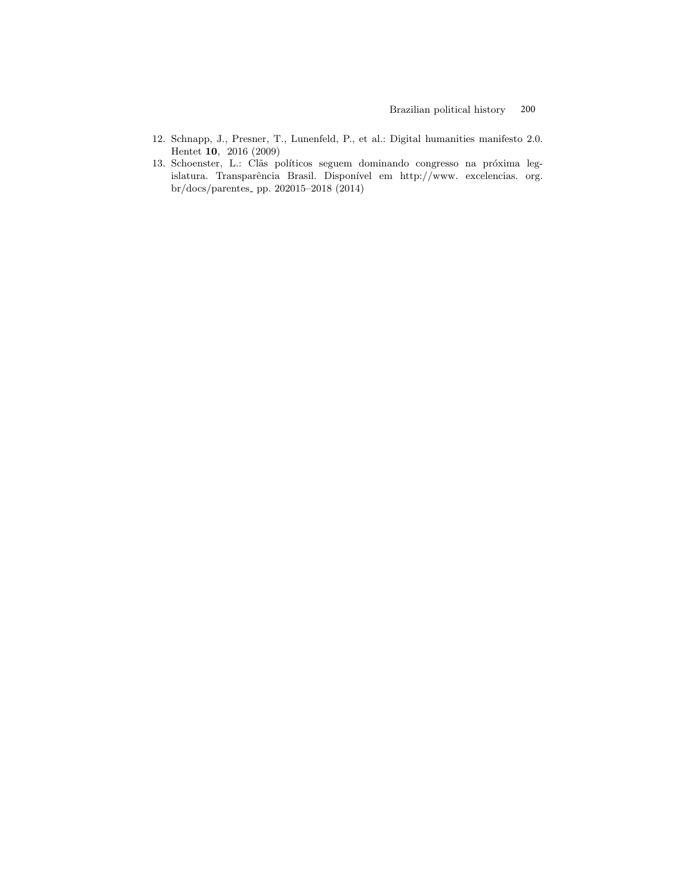12. Schnapp, J., Presner, T., Lunenfeld, P., et al.: Digital humanities manifesto 2.0. Hentet **10**, 2016 (2009)
13. Schoenster, L.: Clãs políticos seguem dominando congresso na próxima legislatura. Transparência Brasil. Disponível em http://www. excelencias. org. br/docs/parentes_ pp. 202015–2018 (2014)